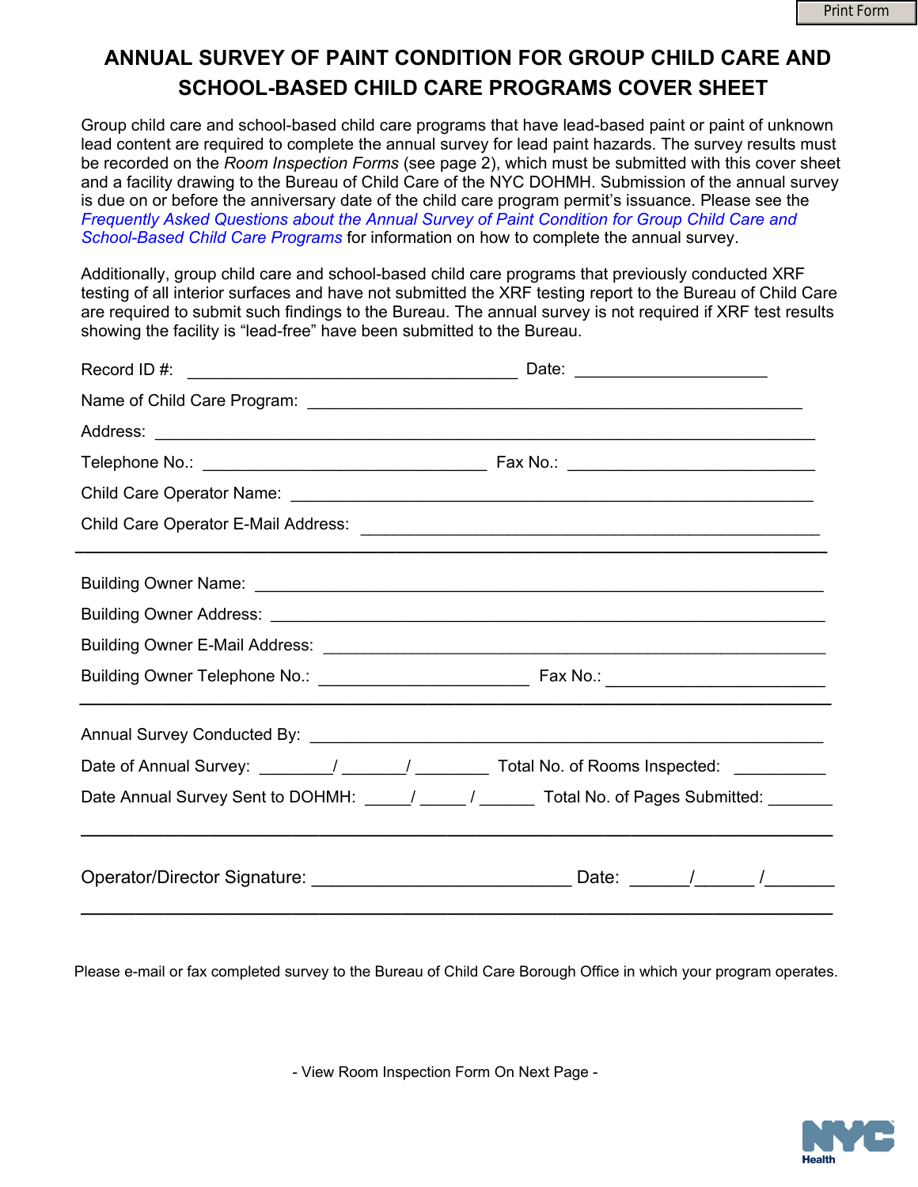# ANNUAL SURVEY OF PAINT CONDITION FOR GROUP CHILD CARE AND SCHOOL-BASED CHILD CARE PROGRAMS COVER SHEET

Group child care and school-based child care programs that have lead-based paint or paint of unknown lead content are required to complete the annual survey for lead paint hazards. The survey results must be recorded on the *Room Inspection Forms* (see page 2), which must be submitted with this cover sheet and a facility drawing to the Bureau of Child Care of the NYC DOHMH. Submission of the annual survey is due on or before the anniversary date of the child care program permit's issuance. Please see the *Frequently Asked Questions about the Annual Survey of Paint Condition for Group Child Care and School-Based Child Care Programs* for information on how to complete the annual survey.

Additionally, group child care and school-based child care programs that previously conducted XRF testing of all interior surfaces and have not submitted the XRF testing report to the Bureau of Child Care are required to submit such findings to the Bureau. The annual survey is not required if XRF test results showing the facility is "lead-free" have been submitted to the Bureau.

Record ID #: ______________________ Date: ______________

Name of Child Care Program: ______________________________

Address: ______________________________

Telephone No.: ______________________ Fax No.: ______________________

Child Care Operator Name: ______________________________

Child Care Operator E-Mail Address: ______________________________

---

Building Owner Name: ______________________________

Building Owner Address: ______________________________

Building Owner E-Mail Address: ______________________________

Building Owner Telephone No.: ______________________ Fax No.: ______________________

---

Annual Survey Conducted By: ______________________________

Date of Annual Survey: ______/______/______ Total No. of Rooms Inspected: ________

Date Annual Survey Sent to DOHMH: _____/_____/_____ Total No. of Pages Submitted: _______

---

Operator/Director Signature: ______________________ Date: ______/______/______

---

Please e-mail or fax completed survey to the Bureau of Child Care Borough Office in which your program operates.

- View Room Inspection Form On Next Page -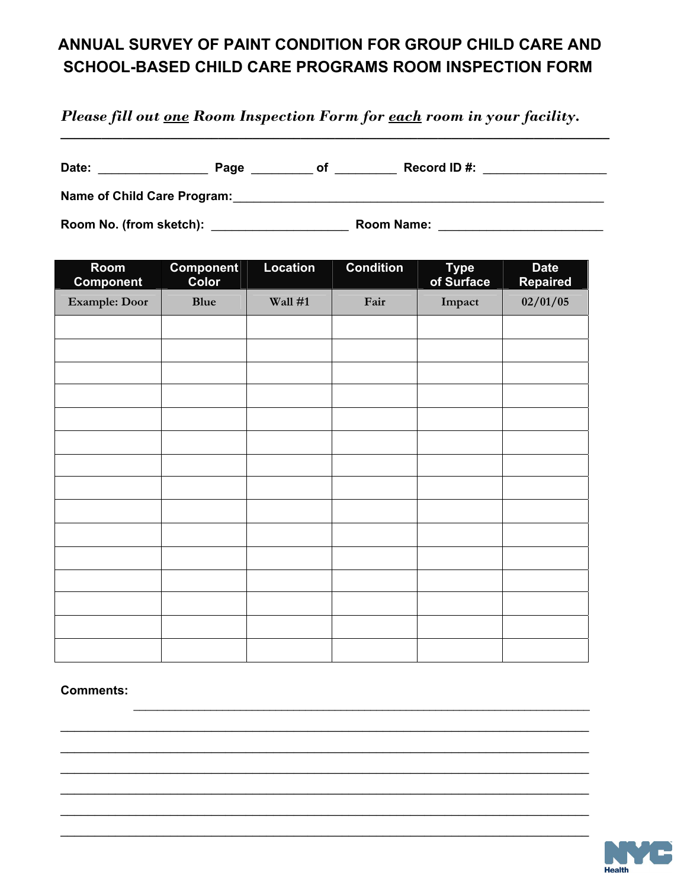# ANNUAL SURVEY OF PAINT CONDITION FOR GROUP CHILD CARE AND SCHOOL-BASED CHILD CARE PROGRAMS ROOM INSPECTION FORM

*Please fill out one Room Inspection Form for each room in your facility.*

**Date:** ________________ **Page** _________ **of** _________ **Record ID #:** __________________

**Name of Child Care Program:**________________________________________________________

**Room No. (from sketch):** ____________________ **Room Name:** ________________________

| Room Component | Component Color | Location | Condition | Type of Surface | Date Repaired |
|---|---|---|---|---|---|
| Example: Door | Blue | Wall #1 | Fair | Impact | 02/01/05 |
| | | | | | |
| | | | | | |
| | | | | | |
| | | | | | |
| | | | | | |
| | | | | | |
| | | | | | |
| | | | | | |
| | | | | | |
| | | | | | |
| | | | | | |
| | | | | | |
| | | | | | |
| | | | | | |
| | | | | | |

**Comments:** ______________________________________________________________________

______________________________________________________________________________

______________________________________________________________________________

______________________________________________________________________________

______________________________________________________________________________

______________________________________________________________________________

______________________________________________________________________________

NYC Health